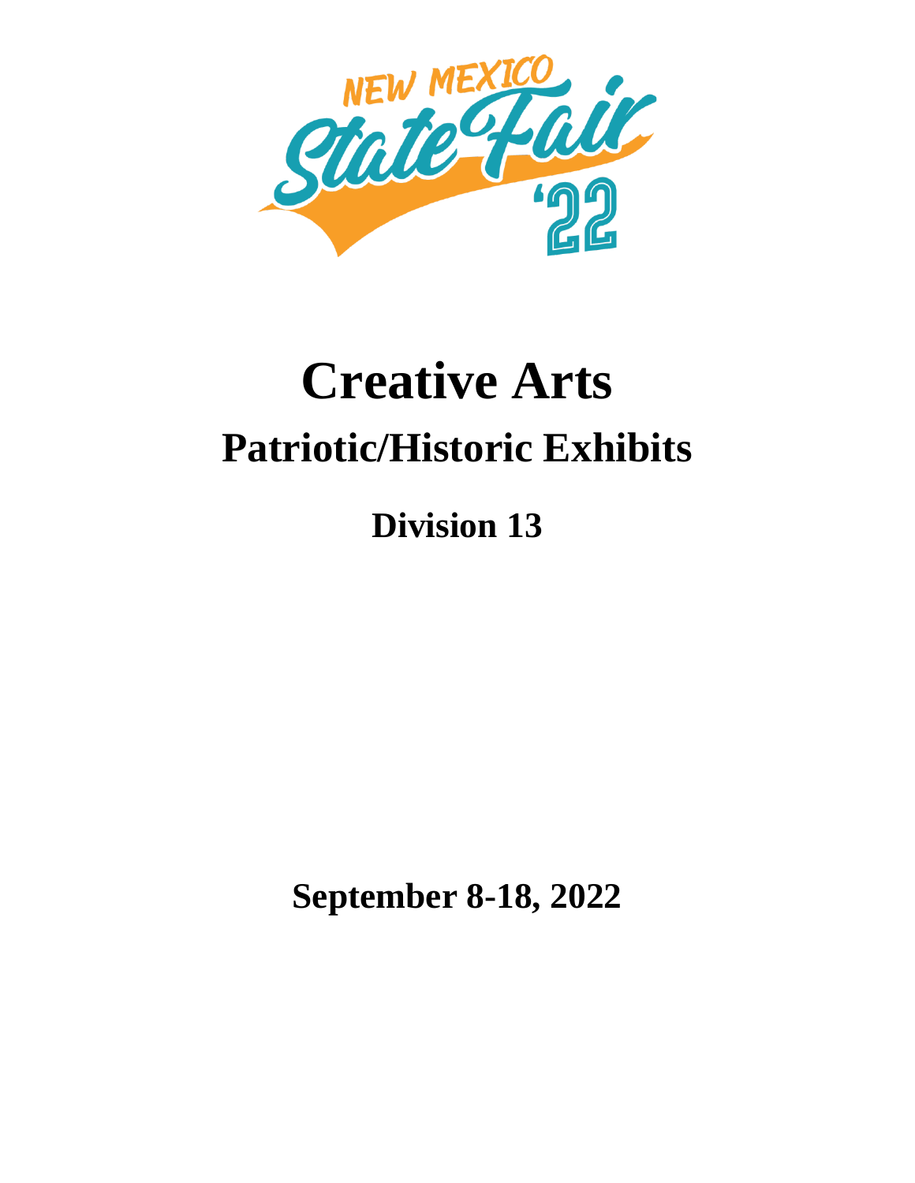# Creative Arts

## Patriotic/Historic Exhibits

### Division 13

**September 8-18, 2022**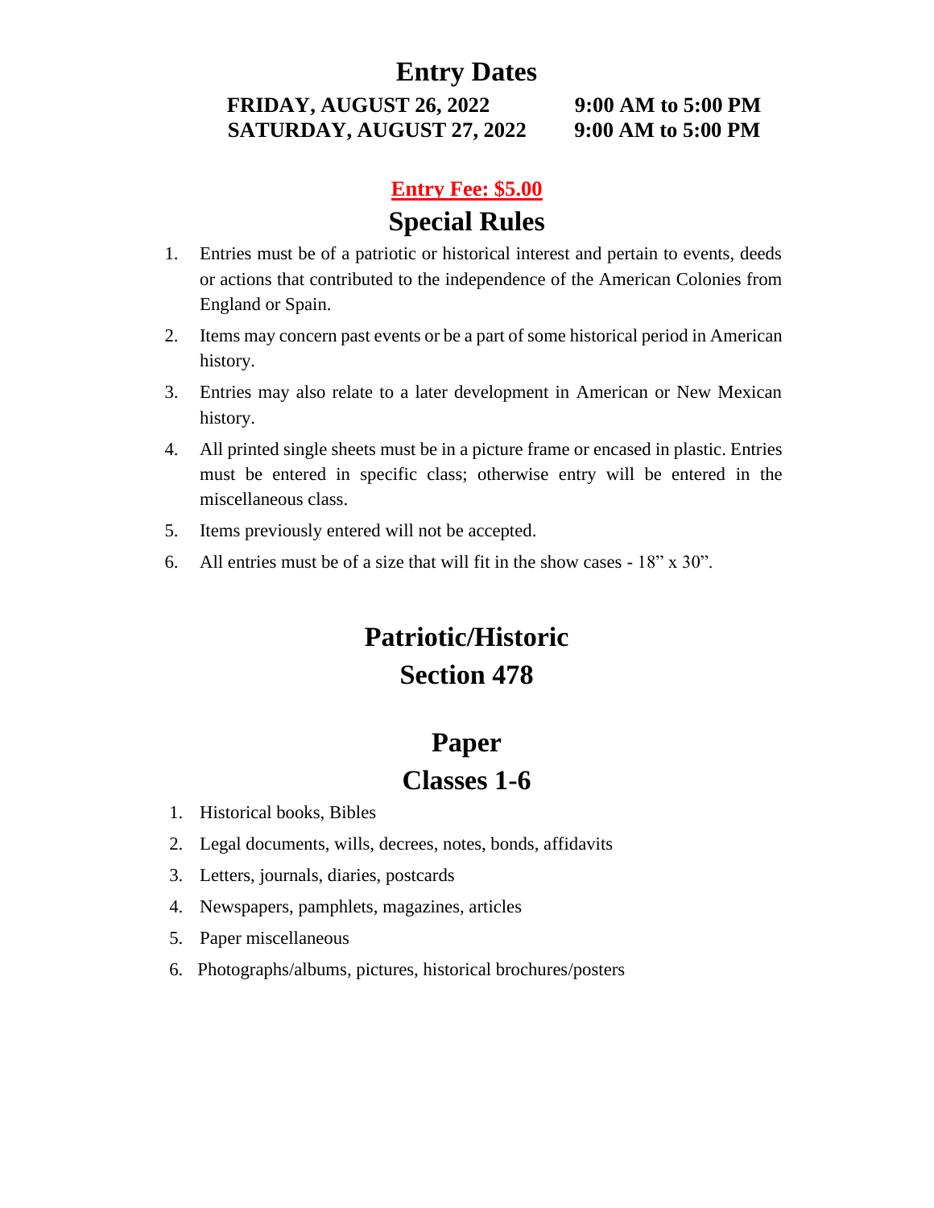# Entry Dates

**FRIDAY, AUGUST 26, 2022** **9:00 AM to 5:00 PM**
**SATURDAY, AUGUST 27, 2022** **9:00 AM to 5:00 PM**

**Entry Fee: $5.00**

## Special Rules

1. Entries must be of a patriotic or historical interest and pertain to events, deeds or actions that contributed to the independence of the American Colonies from England or Spain.
2. Items may concern past events or be a part of some historical period in American history.
3. Entries may also relate to a later development in American or New Mexican history.
4. All printed single sheets must be in a picture frame or encased in plastic. Entries must be entered in specific class; otherwise entry will be entered in the miscellaneous class.
5. Items previously entered will not be accepted.
6. All entries must be of a size that will fit in the show cases - 18" x 30".

# Patriotic/Historic
# Section 478

## Paper
## Classes 1-6

1. Historical books, Bibles
2. Legal documents, wills, decrees, notes, bonds, affidavits
3. Letters, journals, diaries, postcards
4. Newspapers, pamphlets, magazines, articles
5. Paper miscellaneous
6. Photographs/albums, pictures, historical brochures/posters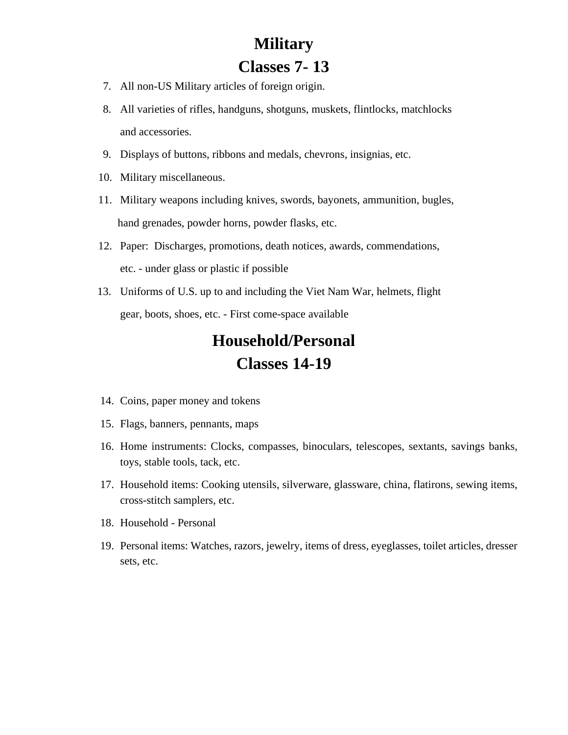# Military
# Classes 7- 13

7. All non-US Military articles of foreign origin.
8. All varieties of rifles, handguns, shotguns, muskets, flintlocks, matchlocks and accessories.
9. Displays of buttons, ribbons and medals, chevrons, insignias, etc.
10. Military miscellaneous.
11. Military weapons including knives, swords, bayonets, ammunition, bugles, hand grenades, powder horns, powder flasks, etc.
12. Paper: Discharges, promotions, death notices, awards, commendations, etc. - under glass or plastic if possible
13. Uniforms of U.S. up to and including the Viet Nam War, helmets, flight gear, boots, shoes, etc. - First come-space available

# Household/Personal
# Classes 14-19

14. Coins, paper money and tokens
15. Flags, banners, pennants, maps
16. Home instruments: Clocks, compasses, binoculars, telescopes, sextants, savings banks, toys, stable tools, tack, etc.
17. Household items: Cooking utensils, silverware, glassware, china, flatirons, sewing items, cross-stitch samplers, etc.
18. Household - Personal
19. Personal items: Watches, razors, jewelry, items of dress, eyeglasses, toilet articles, dresser sets, etc.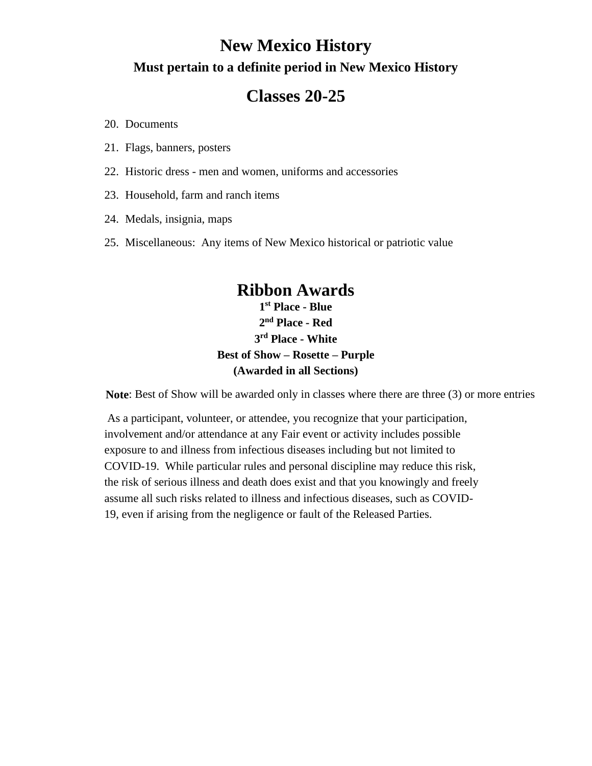# New Mexico History

### Must pertain to a definite period in New Mexico History

## Classes 20-25

20. Documents
21. Flags, banners, posters
22. Historic dress - men and women, uniforms and accessories
23. Household, farm and ranch items
24. Medals, insignia, maps
25. Miscellaneous: Any items of New Mexico historical or patriotic value

## Ribbon Awards

**1st Place - Blue**
**2nd Place - Red**
**3rd Place - White**
**Best of Show – Rosette – Purple**
**(Awarded in all Sections)**

**Note**: Best of Show will be awarded only in classes where there are three (3) or more entries

As a participant, volunteer, or attendee, you recognize that your participation, involvement and/or attendance at any Fair event or activity includes possible exposure to and illness from infectious diseases including but not limited to COVID-19. While particular rules and personal discipline may reduce this risk, the risk of serious illness and death does exist and that you knowingly and freely assume all such risks related to illness and infectious diseases, such as COVID-19, even if arising from the negligence or fault of the Released Parties.